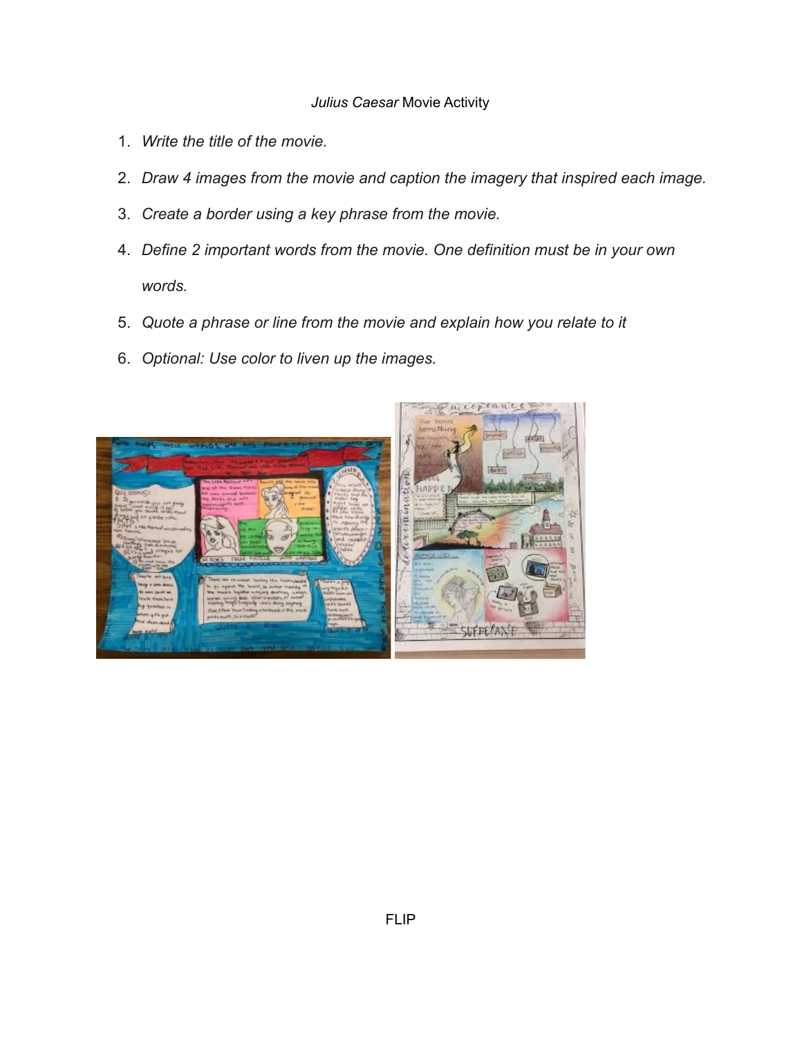*Julius Caesar* Movie Activity

1. *Write the title of the movie.*
2. *Draw 4 images from the movie and caption the imagery that inspired each image.*
3. *Create a border using a key phrase from the movie.*
4. *Define 2 important words from the movie. One definition must be in your own words.*
5. *Quote a phrase or line from the movie and explain how you relate to it*
6. *Optional: Use color to liven up the images.*

FLIP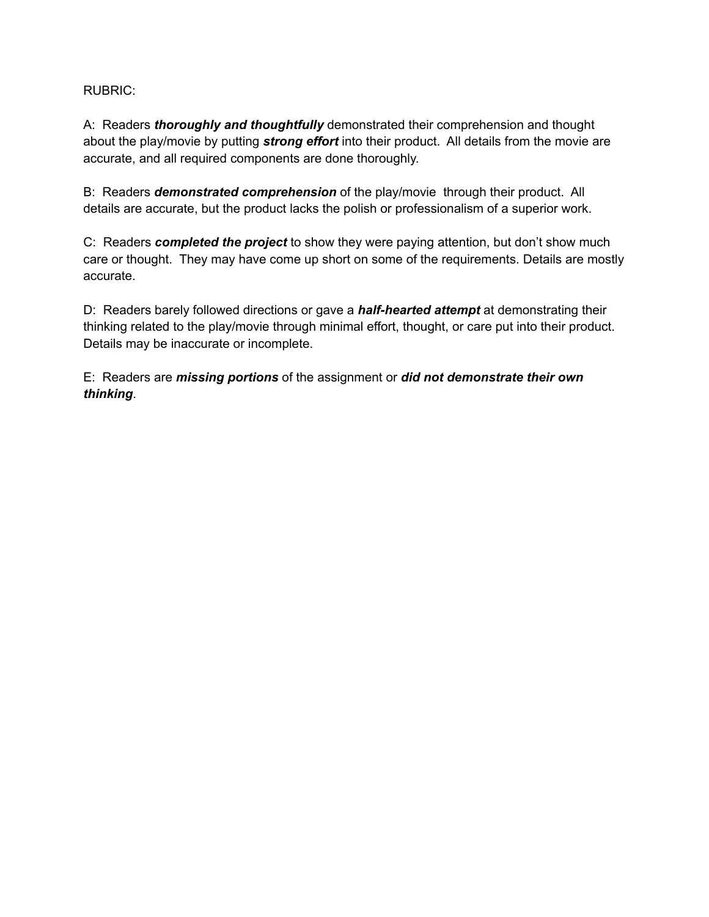RUBRIC:

A: Readers ***thoroughly and thoughtfully*** demonstrated their comprehension and thought about the play/movie by putting ***strong effort*** into their product. All details from the movie are accurate, and all required components are done thoroughly.

B: Readers ***demonstrated comprehension*** of the play/movie through their product. All details are accurate, but the product lacks the polish or professionalism of a superior work.

C: Readers ***completed the project*** to show they were paying attention, but don't show much care or thought. They may have come up short on some of the requirements. Details are mostly accurate.

D: Readers barely followed directions or gave a ***half-hearted attempt*** at demonstrating their thinking related to the play/movie through minimal effort, thought, or care put into their product. Details may be inaccurate or incomplete.

E: Readers are ***missing portions*** of the assignment or ***did not demonstrate their own thinking***.